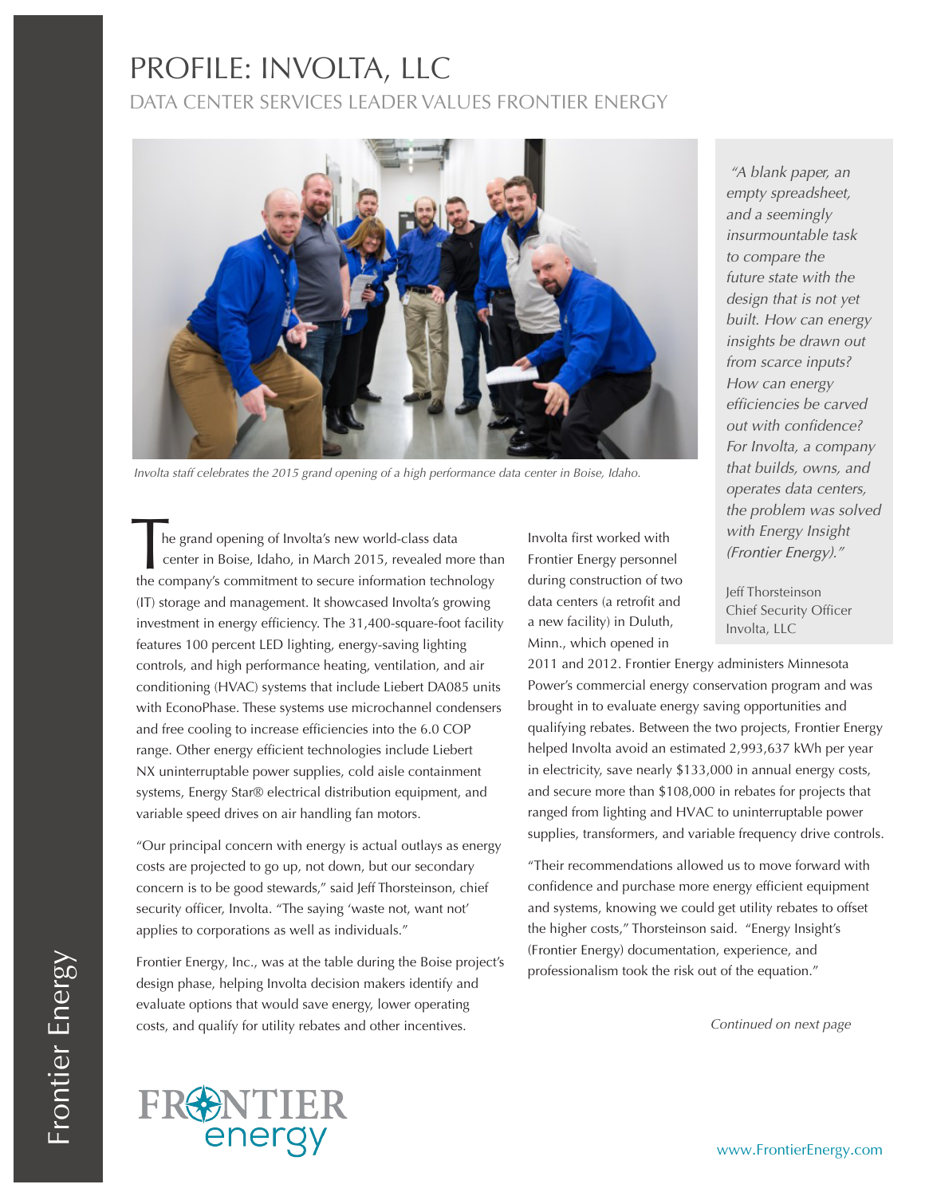# PROFILE: INVOLTA, LLC

## DATA CENTER SERVICES LEADER VALUES FRONTIER ENERGY

Involta staff celebrates the 2015 grand opening of a high performance data center in Boise, Idaho.

The grand opening of Involta's new world-class data center in Boise, Idaho, in March 2015, revealed more than the company's commitment to secure information technology (IT) storage and management. It showcased Involta's growing investment in energy efficiency. The 31,400-square-foot facility features 100 percent LED lighting, energy-saving lighting controls, and high performance heating, ventilation, and air conditioning (HVAC) systems that include Liebert DA085 units with EconoPhase. These systems use microchannel condensers and free cooling to increase efficiencies into the 6.0 COP range. Other energy efficient technologies include Liebert NX uninterruptable power supplies, cold aisle containment systems, Energy Star® electrical distribution equipment, and variable speed drives on air handling fan motors.

"Our principal concern with energy is actual outlays as energy costs are projected to go up, not down, but our secondary concern is to be good stewards," said Jeff Thorsteinson, chief security officer, Involta. "The saying 'waste not, want not' applies to corporations as well as individuals."

Frontier Energy, Inc., was at the table during the Boise project's design phase, helping Involta decision makers identify and evaluate options that would save energy, lower operating costs, and qualify for utility rebates and other incentives.

Involta first worked with Frontier Energy personnel during construction of two data centers (a retrofit and a new facility) in Duluth, Minn., which opened in 2011 and 2012. Frontier Energy administers Minnesota Power's commercial energy conservation program and was brought in to evaluate energy saving opportunities and qualifying rebates. Between the two projects, Frontier Energy helped Involta avoid an estimated 2,993,637 kWh per year in electricity, save nearly $133,000 in annual energy costs, and secure more than $108,000 in rebates for projects that ranged from lighting and HVAC to uninterruptable power supplies, transformers, and variable frequency drive controls.

"Their recommendations allowed us to move forward with confidence and purchase more energy efficient equipment and systems, knowing we could get utility rebates to offset the higher costs," Thorsteinson said. "Energy Insight's (Frontier Energy) documentation, experience, and professionalism took the risk out of the equation."

> *"A blank paper, an empty spreadsheet, and a seemingly insurmountable task to compare the future state with the design that is not yet built. How can energy insights be drawn out from scarce inputs? How can energy efficiencies be carved out with confidence? For Involta, a company that builds, owns, and operates data centers, the problem was solved with Energy Insight (Frontier Energy)."*
>
> Jeff Thorsteinson
> Chief Security Officer
> Involta, LLC

*Continued on next page*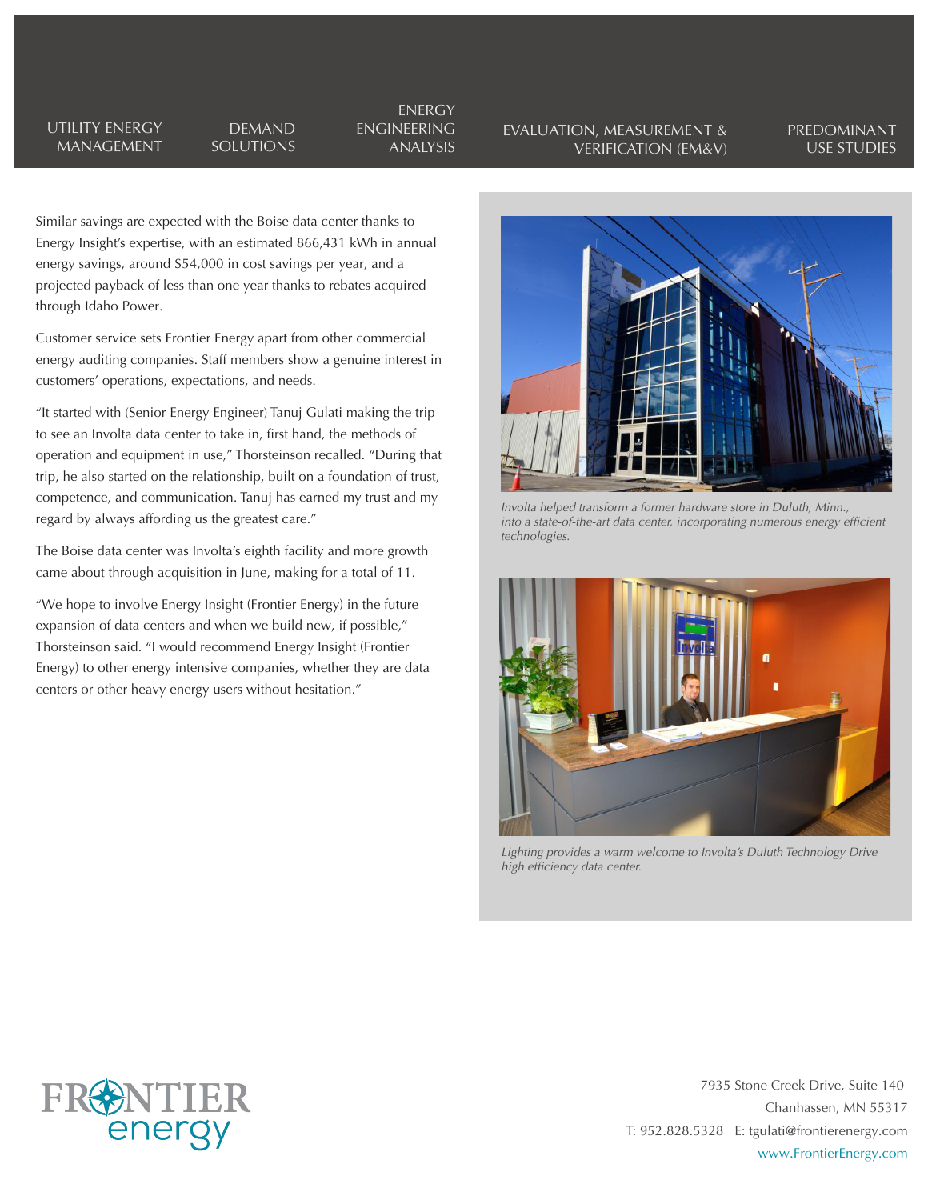UTILITY ENERGY MANAGEMENT | DEMAND SOLUTIONS | ENERGY ENGINEERING ANALYSIS | EVALUATION, MEASUREMENT & VERIFICATION (EM&V) | PREDOMINANT USE STUDIES

Similar savings are expected with the Boise data center thanks to Energy Insight's expertise, with an estimated 866,431 kWh in annual energy savings, around $54,000 in cost savings per year, and a projected payback of less than one year thanks to rebates acquired through Idaho Power.

Customer service sets Frontier Energy apart from other commercial energy auditing companies. Staff members show a genuine interest in customers' operations, expectations, and needs.

"It started with (Senior Energy Engineer) Tanuj Gulati making the trip to see an Involta data center to take in, first hand, the methods of operation and equipment in use," Thorsteinson recalled. "During that trip, he also started on the relationship, built on a foundation of trust, competence, and communication. Tanuj has earned my trust and my regard by always affording us the greatest care."

The Boise data center was Involta's eighth facility and more growth came about through acquisition in June, making for a total of 11.

"We hope to involve Energy Insight (Frontier Energy) in the future expansion of data centers and when we build new, if possible," Thorsteinson said. "I would recommend Energy Insight (Frontier Energy) to other energy intensive companies, whether they are data centers or other heavy energy users without hesitation."

*Involta helped transform a former hardware store in Duluth, Minn., into a state-of-the-art data center, incorporating numerous energy efficient technologies.*

*Lighting provides a warm welcome to Involta's Duluth Technology Drive high efficiency data center.*

FRONTIER energy

7935 Stone Creek Drive, Suite 140
Chanhassen, MN 55317
T: 952.828.5328 E: tgulati@frontierenergy.com
www.FrontierEnergy.com